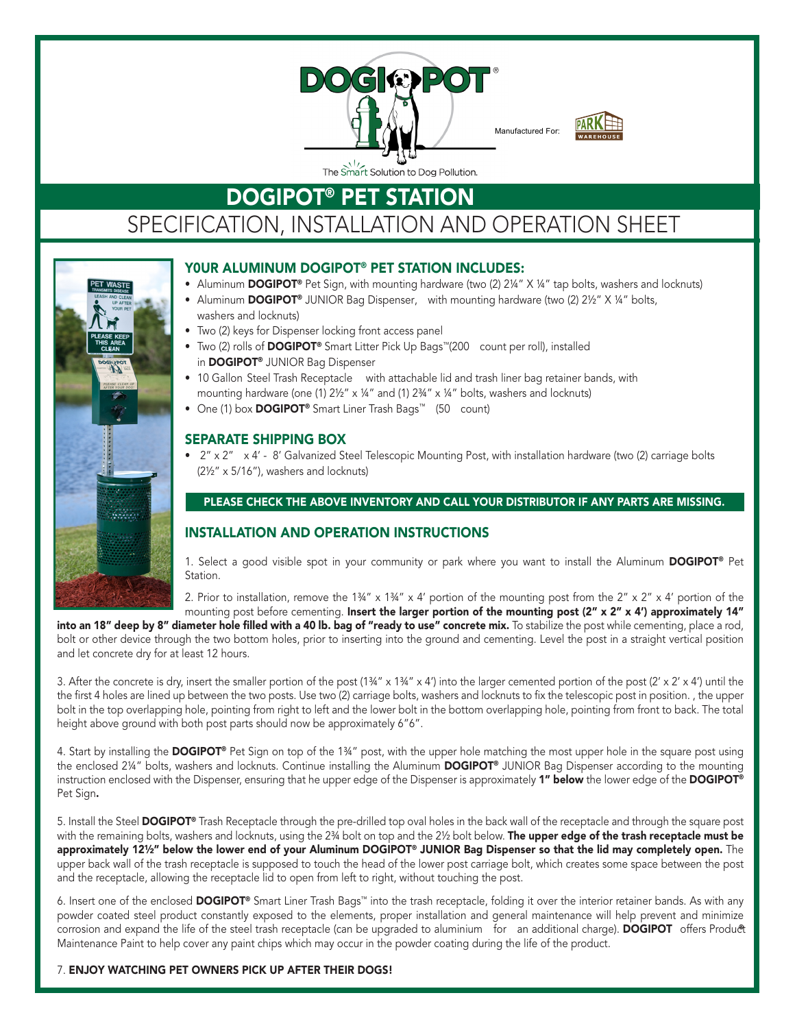DOGIPOT®

Manufactured For: PARK WAREHOUSE

The Smart Solution to Dog Pollution.

# DOGIPOT® PET STATION

# SPECIFICATION, INSTALLATION AND OPERATION SHEET

## Y0UR ALUMINUM DOGIPOT® PET STATION INCLUDES:

- Aluminum **DOGIPOT®** Pet Sign, with mounting hardware (two (2) 2¼" X ¼" tap bolts, washers and locknuts)
- Aluminum **DOGIPOT®** JUNIOR Bag Dispenser, with mounting hardware (two (2) 2½" X ¼" bolts, washers and locknuts)
- Two (2) keys for Dispenser locking front access panel
- Two (2) rolls of **DOGIPOT®** Smart Litter Pick Up Bags™(200 count per roll), installed in **DOGIPOT®** JUNIOR Bag Dispenser
- 10 Gallon Steel Trash Receptacle with attachable lid and trash liner bag retainer bands, with mounting hardware (one (1) 2½" x ¼" and (1) 2¾" x ¼" bolts, washers and locknuts)
- One (1) box **DOGIPOT®** Smart Liner Trash Bags™ (50 count)

## SEPARATE SHIPPING BOX

- 2" x 2" x 4' - 8' Galvanized Steel Telescopic Mounting Post, with installation hardware (two (2) carriage bolts (2½" x 5/16"), washers and locknuts)

**PLEASE CHECK THE ABOVE INVENTORY AND CALL YOUR DISTRIBUTOR IF ANY PARTS ARE MISSING.**

## INSTALLATION AND OPERATION INSTRUCTIONS

1. Select a good visible spot in your community or park where you want to install the Aluminum **DOGIPOT®** Pet Station.

2. Prior to installation, remove the 1¾" x 1¾" x 4' portion of the mounting post from the 2" x 2" x 4' portion of the mounting post before cementing. **Insert the larger portion of the mounting post (2" x 2" x 4') approximately 14" into an 18" deep by 8" diameter hole filled with a 40 lb. bag of "ready to use" concrete mix.** To stabilize the post while cementing, place a rod, bolt or other device through the two bottom holes, prior to inserting into the ground and cementing. Level the post in a straight vertical position and let concrete dry for at least 12 hours.

3. After the concrete is dry, insert the smaller portion of the post (1¾" x 1¾" x 4') into the larger cemented portion of the post (2' x 2' x 4') until the the first 4 holes are lined up between the two posts. Use two (2) carriage bolts, washers and locknuts to fix the telescopic post in position. , the upper bolt in the top overlapping hole, pointing from right to left and the lower bolt in the bottom overlapping hole, pointing from front to back. The total height above ground with both post parts should now be approximately 6"6".

4. Start by installing the **DOGIPOT®** Pet Sign on top of the 1¾" post, with the upper hole matching the most upper hole in the square post using the enclosed 2¼" bolts, washers and locknuts. Continue installing the Aluminum **DOGIPOT®** JUNIOR Bag Dispenser according to the mounting instruction enclosed with the Dispenser, ensuring that he upper edge of the Dispenser is approximately **1" below** the lower edge of the **DOGIPOT®** Pet Sign**.**

5. Install the Steel **DOGIPOT®** Trash Receptacle through the pre-drilled top oval holes in the back wall of the receptacle and through the square post with the remaining bolts, washers and locknuts, using the 2¾ bolt on top and the 2½ bolt below. **The upper edge of the trash receptacle must be approximately 12½" below the lower end of your Aluminum DOGIPOT® JUNIOR Bag Dispenser so that the lid may completely open.** The upper back wall of the trash receptacle is supposed to touch the head of the lower post carriage bolt, which creates some space between the post and the receptacle, allowing the receptacle lid to open from left to right, without touching the post.

6. Insert one of the enclosed **DOGIPOT®** Smart Liner Trash Bags™ into the trash receptacle, folding it over the interior retainer bands. As with any powder coated steel product constantly exposed to the elements, proper installation and general maintenance will help prevent and minimize corrosion and expand the life of the steel trash receptacle (can be upgraded to aluminium for an additional charge). **DOGIPOT®** offers Product Maintenance Paint to help cover any paint chips which may occur in the powder coating during the life of the product.

7. **ENJOY WATCHING PET OWNERS PICK UP AFTER THEIR DOGS!**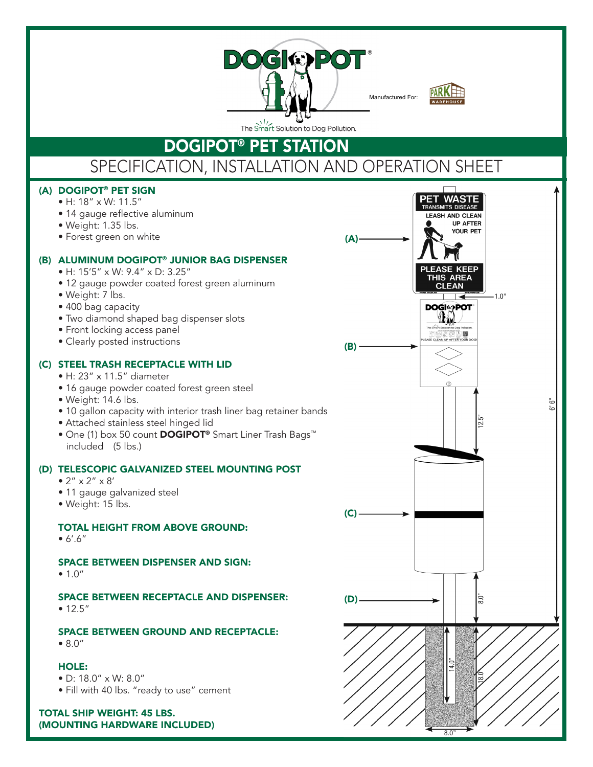DOGIPOT®

The Smart Solution to Dog Pollution.

Manufactured For: PARK WAREHOUSE

# DOGIPOT® PET STATION

## SPECIFICATION, INSTALLATION AND OPERATION SHEET

### (A) DOGIPOT® PET SIGN

- H: 18″ x W: 11.5″
- 14 gauge reflective aluminum
- Weight: 1.35 lbs.
- Forest green on white

### (B) ALUMINUM DOGIPOT® JUNIOR BAG DISPENSER

- H: 15′5″ x W: 9.4″ x D: 3.25″
- 12 gauge powder coated forest green aluminum
- Weight: 7 lbs.
- 400 bag capacity
- Two diamond shaped bag dispenser slots
- Front locking access panel
- Clearly posted instructions

### (C) STEEL TRASH RECEPTACLE WITH LID

- H: 23″ x 11.5″ diameter
- 16 gauge powder coated forest green steel
- Weight: 14.6 lbs.
- 10 gallon capacity with interior trash liner bag retainer bands
- Attached stainless steel hinged lid
- One (1) box 50 count **DOGIPOT®** Smart Liner Trash Bags™ included (5 lbs.)

### (D) TELESCOPIC GALVANIZED STEEL MOUNTING POST

- 2″ x 2″ x 8′
- 11 gauge galvanized steel
- Weight: 15 lbs.

#### TOTAL HEIGHT FROM ABOVE GROUND:

- 6′.6″

#### SPACE BETWEEN DISPENSER AND SIGN:

- 1.0″

#### SPACE BETWEEN RECEPTACLE AND DISPENSER:

- 12.5″

#### SPACE BETWEEN GROUND AND RECEPTACLE:

- 8.0″

#### HOLE:

- D: 18.0″ x W: 8.0″
- Fill with 40 lbs. "ready to use" cement

**TOTAL SHIP WEIGHT: 45 LBS.**
**(MOUNTING HARDWARE INCLUDED)**

(A)
PET WASTE
TRANSMITS DISEASE
LEASH AND CLEAN UP AFTER YOUR PET
PLEASE KEEP THIS AREA CLEAN
1.0"
(B)
DOGIPOT
The Smart Solution to Dog Pollution.
PLEASE CLEAN UP AFTER YOUR DOG
12.5"
(C)
(D)
8.0"
6' 6"
14.0"
18.0"
8.0"